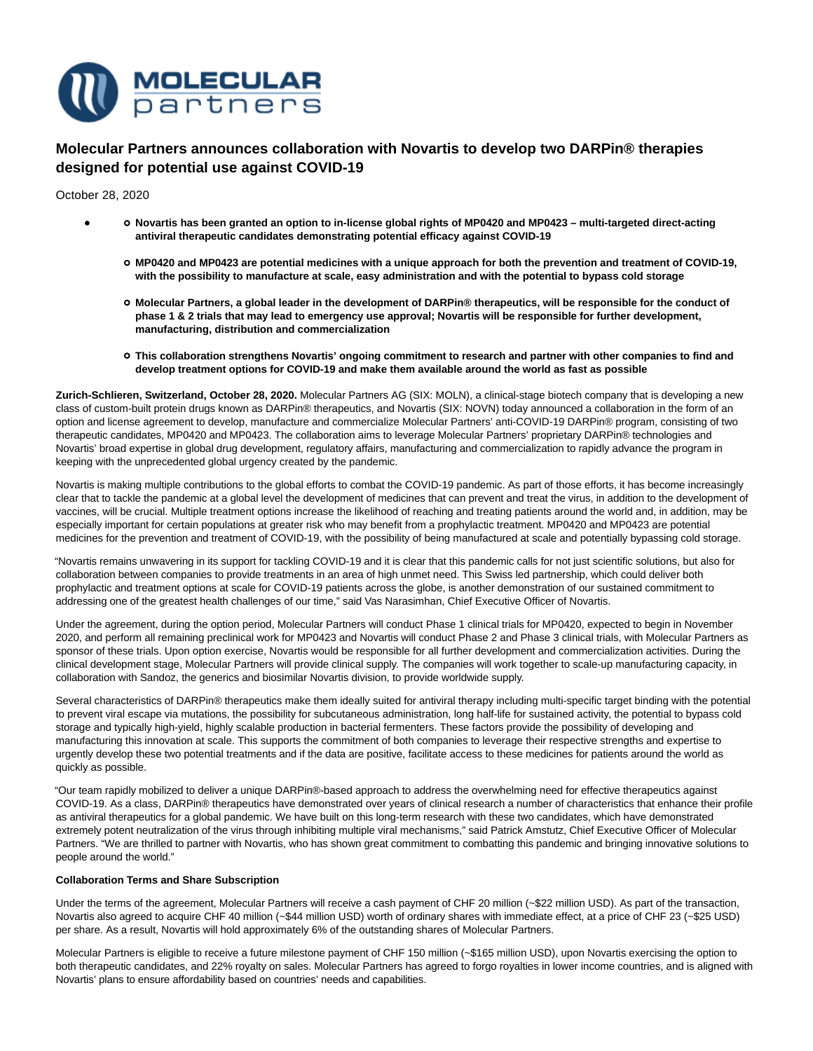# Molecular Partners announces collaboration with Novartis to develop two DARPin® therapies designed for potential use against COVID-19

October 28, 2020

- Novartis has been granted an option to in-license global rights of MP0420 and MP0423 – multi-targeted direct-acting antiviral therapeutic candidates demonstrating potential efficacy against COVID-19
- MP0420 and MP0423 are potential medicines with a unique approach for both the prevention and treatment of COVID-19, with the possibility to manufacture at scale, easy administration and with the potential to bypass cold storage
- Molecular Partners, a global leader in the development of DARPin® therapeutics, will be responsible for the conduct of phase 1 & 2 trials that may lead to emergency use approval; Novartis will be responsible for further development, manufacturing, distribution and commercialization
- This collaboration strengthens Novartis' ongoing commitment to research and partner with other companies to find and develop treatment options for COVID-19 and make them available around the world as fast as possible

**Zurich-Schlieren, Switzerland, October 28, 2020.** Molecular Partners AG (SIX: MOLN), a clinical-stage biotech company that is developing a new class of custom-built protein drugs known as DARPin® therapeutics, and Novartis (SIX: NOVN) today announced a collaboration in the form of an option and license agreement to develop, manufacture and commercialize Molecular Partners' anti-COVID-19 DARPin® program, consisting of two therapeutic candidates, MP0420 and MP0423. The collaboration aims to leverage Molecular Partners' proprietary DARPin® technologies and Novartis' broad expertise in global drug development, regulatory affairs, manufacturing and commercialization to rapidly advance the program in keeping with the unprecedented global urgency created by the pandemic.

Novartis is making multiple contributions to the global efforts to combat the COVID-19 pandemic. As part of those efforts, it has become increasingly clear that to tackle the pandemic at a global level the development of medicines that can prevent and treat the virus, in addition to the development of vaccines, will be crucial. Multiple treatment options increase the likelihood of reaching and treating patients around the world and, in addition, may be especially important for certain populations at greater risk who may benefit from a prophylactic treatment. MP0420 and MP0423 are potential medicines for the prevention and treatment of COVID-19, with the possibility of being manufactured at scale and potentially bypassing cold storage.

"Novartis remains unwavering in its support for tackling COVID-19 and it is clear that this pandemic calls for not just scientific solutions, but also for collaboration between companies to provide treatments in an area of high unmet need. This Swiss led partnership, which could deliver both prophylactic and treatment options at scale for COVID-19 patients across the globe, is another demonstration of our sustained commitment to addressing one of the greatest health challenges of our time," said Vas Narasimhan, Chief Executive Officer of Novartis.

Under the agreement, during the option period, Molecular Partners will conduct Phase 1 clinical trials for MP0420, expected to begin in November 2020, and perform all remaining preclinical work for MP0423 and Novartis will conduct Phase 2 and Phase 3 clinical trials, with Molecular Partners as sponsor of these trials. Upon option exercise, Novartis would be responsible for all further development and commercialization activities. During the clinical development stage, Molecular Partners will provide clinical supply. The companies will work together to scale-up manufacturing capacity, in collaboration with Sandoz, the generics and biosimilar Novartis division, to provide worldwide supply.

Several characteristics of DARPin® therapeutics make them ideally suited for antiviral therapy including multi-specific target binding with the potential to prevent viral escape via mutations, the possibility for subcutaneous administration, long half-life for sustained activity, the potential to bypass cold storage and typically high-yield, highly scalable production in bacterial fermenters. These factors provide the possibility of developing and manufacturing this innovation at scale. This supports the commitment of both companies to leverage their respective strengths and expertise to urgently develop these two potential treatments and if the data are positive, facilitate access to these medicines for patients around the world as quickly as possible.

"Our team rapidly mobilized to deliver a unique DARPin®-based approach to address the overwhelming need for effective therapeutics against COVID-19. As a class, DARPin® therapeutics have demonstrated over years of clinical research a number of characteristics that enhance their profile as antiviral therapeutics for a global pandemic. We have built on this long-term research with these two candidates, which have demonstrated extremely potent neutralization of the virus through inhibiting multiple viral mechanisms," said Patrick Amstutz, Chief Executive Officer of Molecular Partners. "We are thrilled to partner with Novartis, who has shown great commitment to combatting this pandemic and bringing innovative solutions to people around the world."

**Collaboration Terms and Share Subscription**

Under the terms of the agreement, Molecular Partners will receive a cash payment of CHF 20 million (~$22 million USD). As part of the transaction, Novartis also agreed to acquire CHF 40 million (~$44 million USD) worth of ordinary shares with immediate effect, at a price of CHF 23 (~$25 USD) per share. As a result, Novartis will hold approximately 6% of the outstanding shares of Molecular Partners.

Molecular Partners is eligible to receive a future milestone payment of CHF 150 million (~$165 million USD), upon Novartis exercising the option to both therapeutic candidates, and 22% royalty on sales. Molecular Partners has agreed to forgo royalties in lower income countries, and is aligned with Novartis' plans to ensure affordability based on countries' needs and capabilities.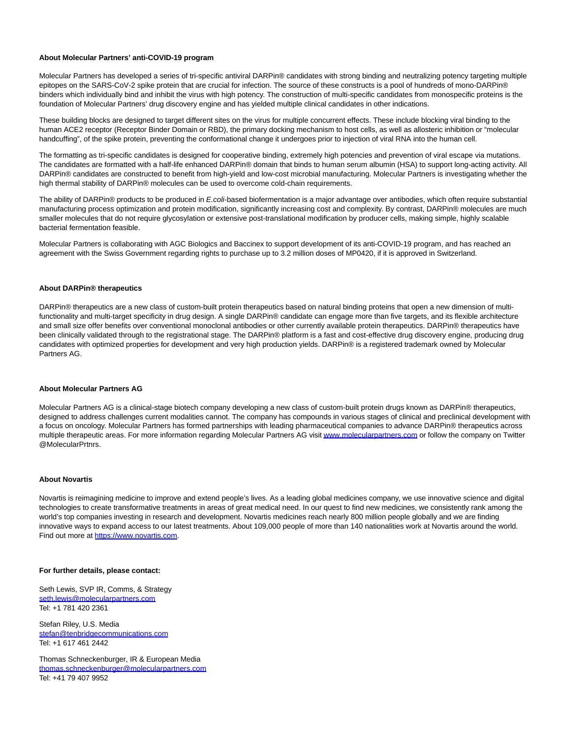**About Molecular Partners' anti-COVID-19 program**

Molecular Partners has developed a series of tri-specific antiviral DARPin® candidates with strong binding and neutralizing potency targeting multiple epitopes on the SARS-CoV-2 spike protein that are crucial for infection. The source of these constructs is a pool of hundreds of mono-DARPin® binders which individually bind and inhibit the virus with high potency. The construction of multi-specific candidates from monospecific proteins is the foundation of Molecular Partners' drug discovery engine and has yielded multiple clinical candidates in other indications.

These building blocks are designed to target different sites on the virus for multiple concurrent effects. These include blocking viral binding to the human ACE2 receptor (Receptor Binder Domain or RBD), the primary docking mechanism to host cells, as well as allosteric inhibition or "molecular handcuffing", of the spike protein, preventing the conformational change it undergoes prior to injection of viral RNA into the human cell.

The formatting as tri-specific candidates is designed for cooperative binding, extremely high potencies and prevention of viral escape via mutations. The candidates are formatted with a half-life enhanced DARPin® domain that binds to human serum albumin (HSA) to support long-acting activity. All DARPin® candidates are constructed to benefit from high-yield and low-cost microbial manufacturing. Molecular Partners is investigating whether the high thermal stability of DARPin® molecules can be used to overcome cold-chain requirements.

The ability of DARPin® products to be produced in *E.coli*-based biofermentation is a major advantage over antibodies, which often require substantial manufacturing process optimization and protein modification, significantly increasing cost and complexity. By contrast, DARPin® molecules are much smaller molecules that do not require glycosylation or extensive post-translational modification by producer cells, making simple, highly scalable bacterial fermentation feasible.

Molecular Partners is collaborating with AGC Biologics and Baccinex to support development of its anti-COVID-19 program, and has reached an agreement with the Swiss Government regarding rights to purchase up to 3.2 million doses of MP0420, if it is approved in Switzerland.

**About DARPin® therapeutics**

DARPin® therapeutics are a new class of custom-built protein therapeutics based on natural binding proteins that open a new dimension of multi-functionality and multi-target specificity in drug design. A single DARPin® candidate can engage more than five targets, and its flexible architecture and small size offer benefits over conventional monoclonal antibodies or other currently available protein therapeutics. DARPin® therapeutics have been clinically validated through to the registrational stage. The DARPin® platform is a fast and cost-effective drug discovery engine, producing drug candidates with optimized properties for development and very high production yields. DARPin® is a registered trademark owned by Molecular Partners AG.

**About Molecular Partners AG**

Molecular Partners AG is a clinical-stage biotech company developing a new class of custom-built protein drugs known as DARPin® therapeutics, designed to address challenges current modalities cannot. The company has compounds in various stages of clinical and preclinical development with a focus on oncology. Molecular Partners has formed partnerships with leading pharmaceutical companies to advance DARPin® therapeutics across multiple therapeutic areas. For more information regarding Molecular Partners AG visit www.molecularpartners.com or follow the company on Twitter @MolecularPrtnrs.

**About Novartis**

Novartis is reimagining medicine to improve and extend people's lives. As a leading global medicines company, we use innovative science and digital technologies to create transformative treatments in areas of great medical need. In our quest to find new medicines, we consistently rank among the world's top companies investing in research and development. Novartis medicines reach nearly 800 million people globally and we are finding innovative ways to expand access to our latest treatments. About 109,000 people of more than 140 nationalities work at Novartis around the world. Find out more at https://www.novartis.com.

**For further details, please contact:**

Seth Lewis, SVP IR, Comms, & Strategy
seth.lewis@molecularpartners.com
Tel: +1 781 420 2361

Stefan Riley, U.S. Media
stefan@tenbridgecommunications.com
Tel: +1 617 461 2442

Thomas Schneckenburger, IR & European Media
thomas.schneckenburger@molecularpartners.com
Tel: +41 79 407 9952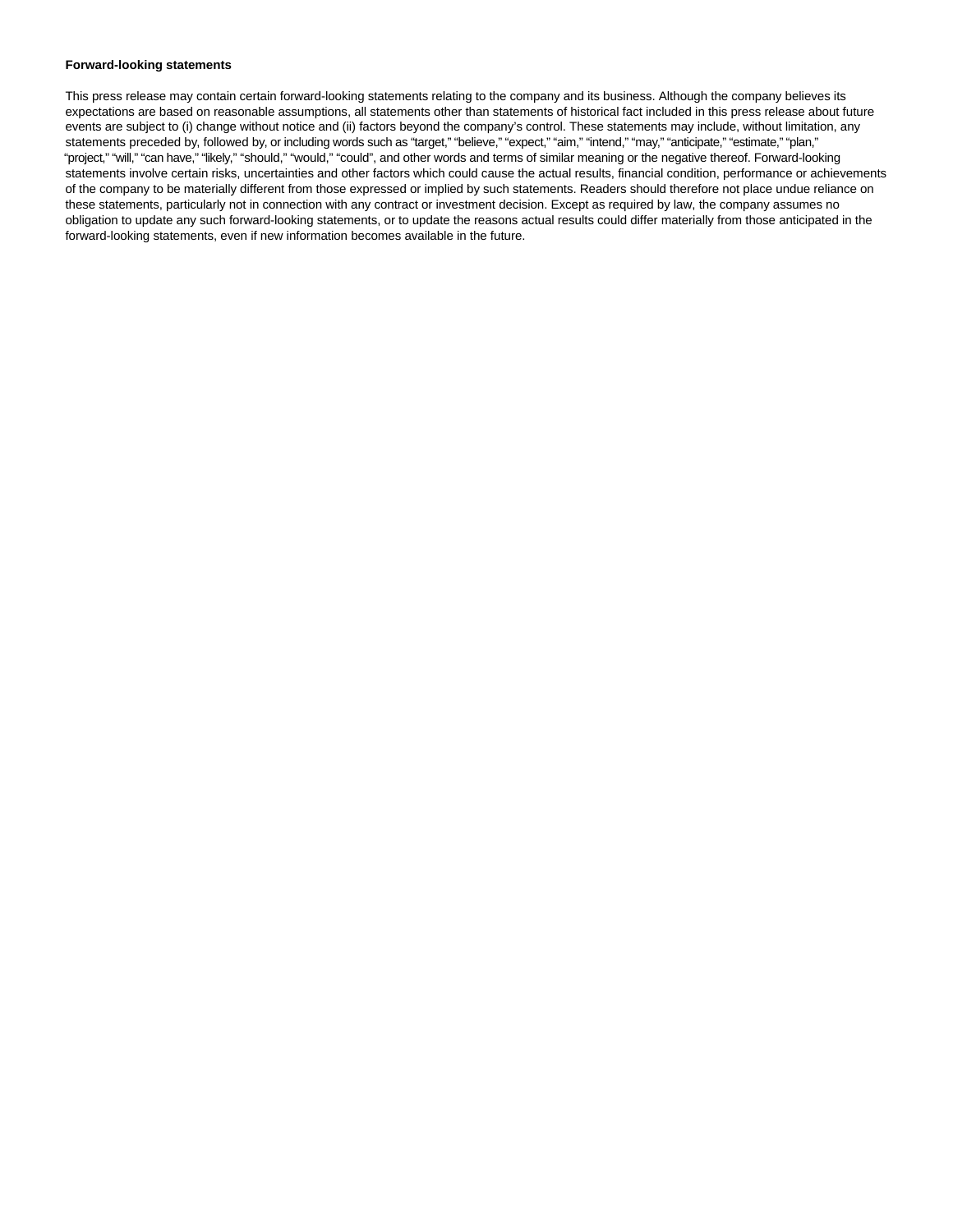**Forward-looking statements**

This press release may contain certain forward-looking statements relating to the company and its business. Although the company believes its expectations are based on reasonable assumptions, all statements other than statements of historical fact included in this press release about future events are subject to (i) change without notice and (ii) factors beyond the company's control. These statements may include, without limitation, any statements preceded by, followed by, or including words such as "target," "believe," "expect," "aim," "intend," "may," "anticipate," "estimate," "plan," "project," "will," "can have," "likely," "should," "would," "could", and other words and terms of similar meaning or the negative thereof. Forward-looking statements involve certain risks, uncertainties and other factors which could cause the actual results, financial condition, performance or achievements of the company to be materially different from those expressed or implied by such statements. Readers should therefore not place undue reliance on these statements, particularly not in connection with any contract or investment decision. Except as required by law, the company assumes no obligation to update any such forward-looking statements, or to update the reasons actual results could differ materially from those anticipated in the forward-looking statements, even if new information becomes available in the future.